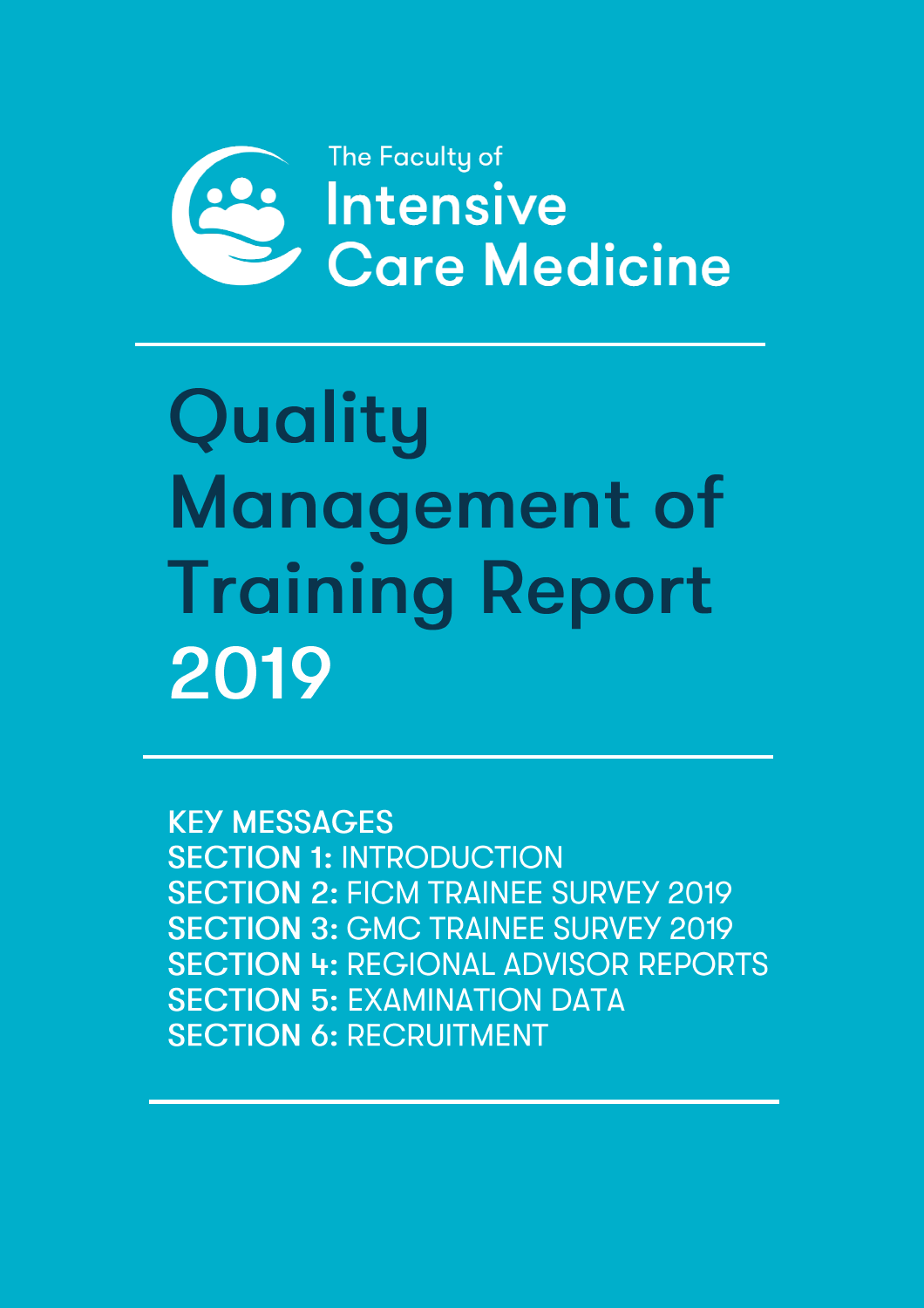The Faculty of

Intensive Care Medicine

# Quality Management of Training Report 2019

KEY MESSAGES

**SECTION 1:** INTRODUCTION

**SECTION 2:** FICM TRAINEE SURVEY 2019

**SECTION 3:** GMC TRAINEE SURVEY 2019

**SECTION 4:** REGIONAL ADVISOR REPORTS

**SECTION 5:** EXAMINATION DATA

**SECTION 6:** RECRUITMENT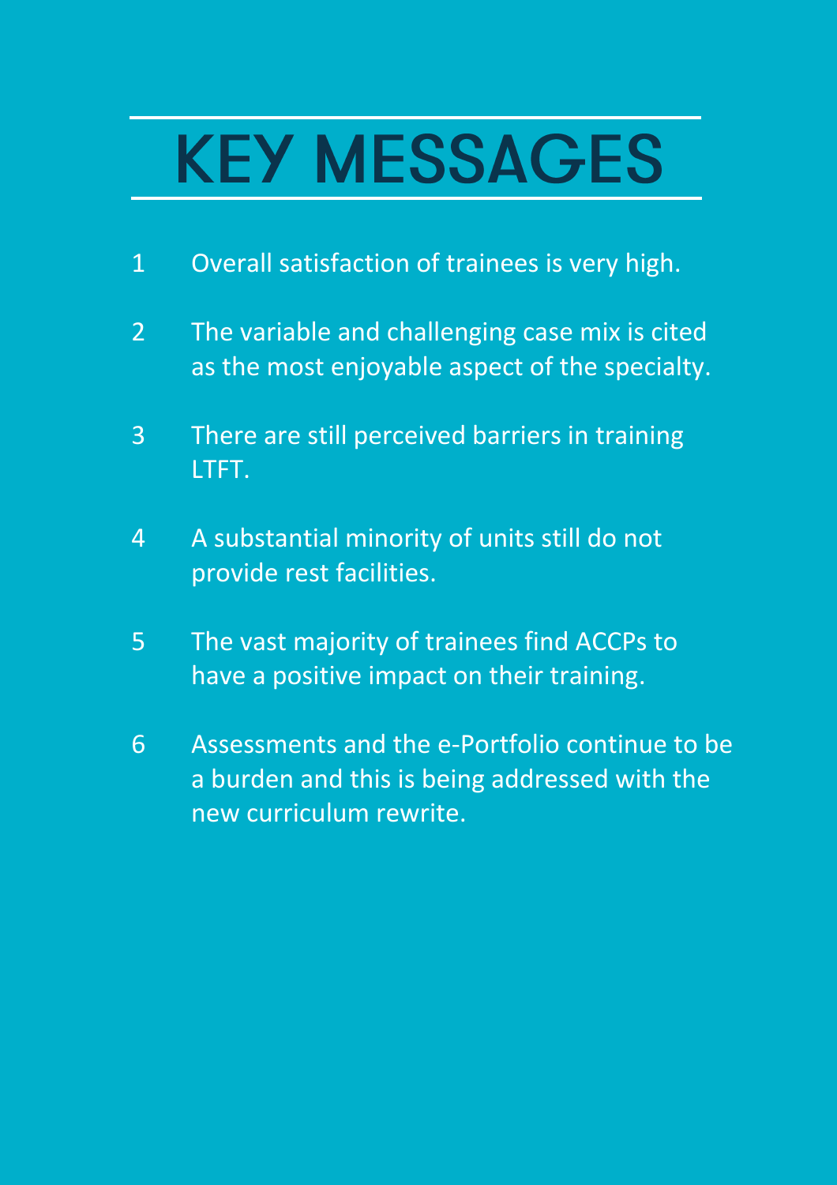# KEY MESSAGES

1. Overall satisfaction of trainees is very high.
2. The variable and challenging case mix is cited as the most enjoyable aspect of the specialty.
3. There are still perceived barriers in training LTFT.
4. A substantial minority of units still do not provide rest facilities.
5. The vast majority of trainees find ACCPs to have a positive impact on their training.
6. Assessments and the e-Portfolio continue to be a burden and this is being addressed with the new curriculum rewrite.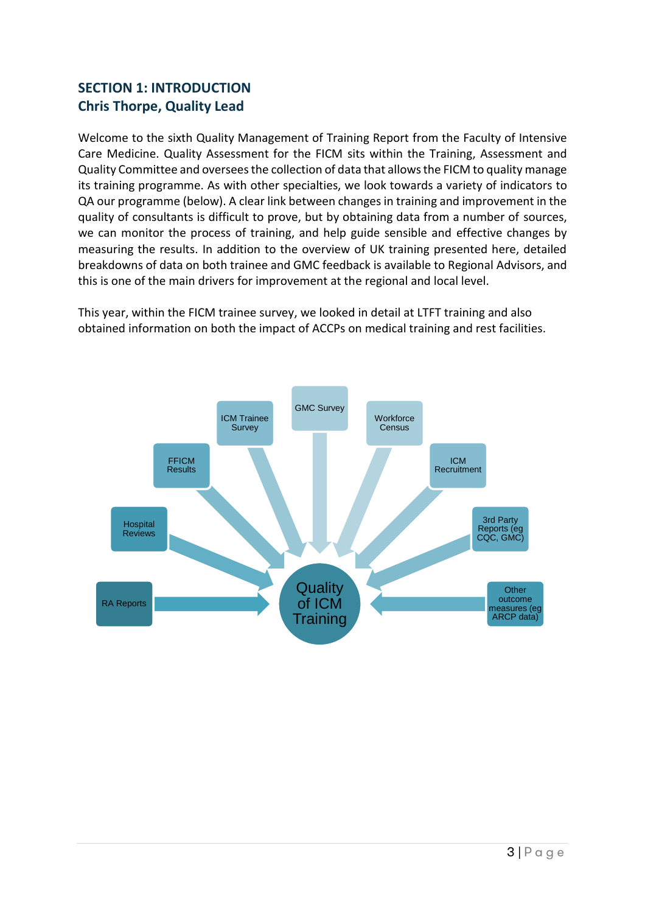## SECTION 1: INTRODUCTION
### Chris Thorpe, Quality Lead

Welcome to the sixth Quality Management of Training Report from the Faculty of Intensive Care Medicine. Quality Assessment for the FICM sits within the Training, Assessment and Quality Committee and oversees the collection of data that allows the FICM to quality manage its training programme. As with other specialties, we look towards a variety of indicators to QA our programme (below). A clear link between changes in training and improvement in the quality of consultants is difficult to prove, but by obtaining data from a number of sources, we can monitor the process of training, and help guide sensible and effective changes by measuring the results. In addition to the overview of UK training presented here, detailed breakdowns of data on both trainee and GMC feedback is available to Regional Advisors, and this is one of the main drivers for improvement at the regional and local level.

This year, within the FICM trainee survey, we looked in detail at LTFT training and also obtained information on both the impact of ACCPs on medical training and rest facilities.

**Quality of ICM Training**

- RA Reports
- Hospital Reviews
- FFICM Results
- ICM Trainee Survey
- GMC Survey
- Workforce Census
- ICM Recruitment
- 3rd Party Reports (eg CQC, GMC)
- Other outcome measures (eg ARCP data)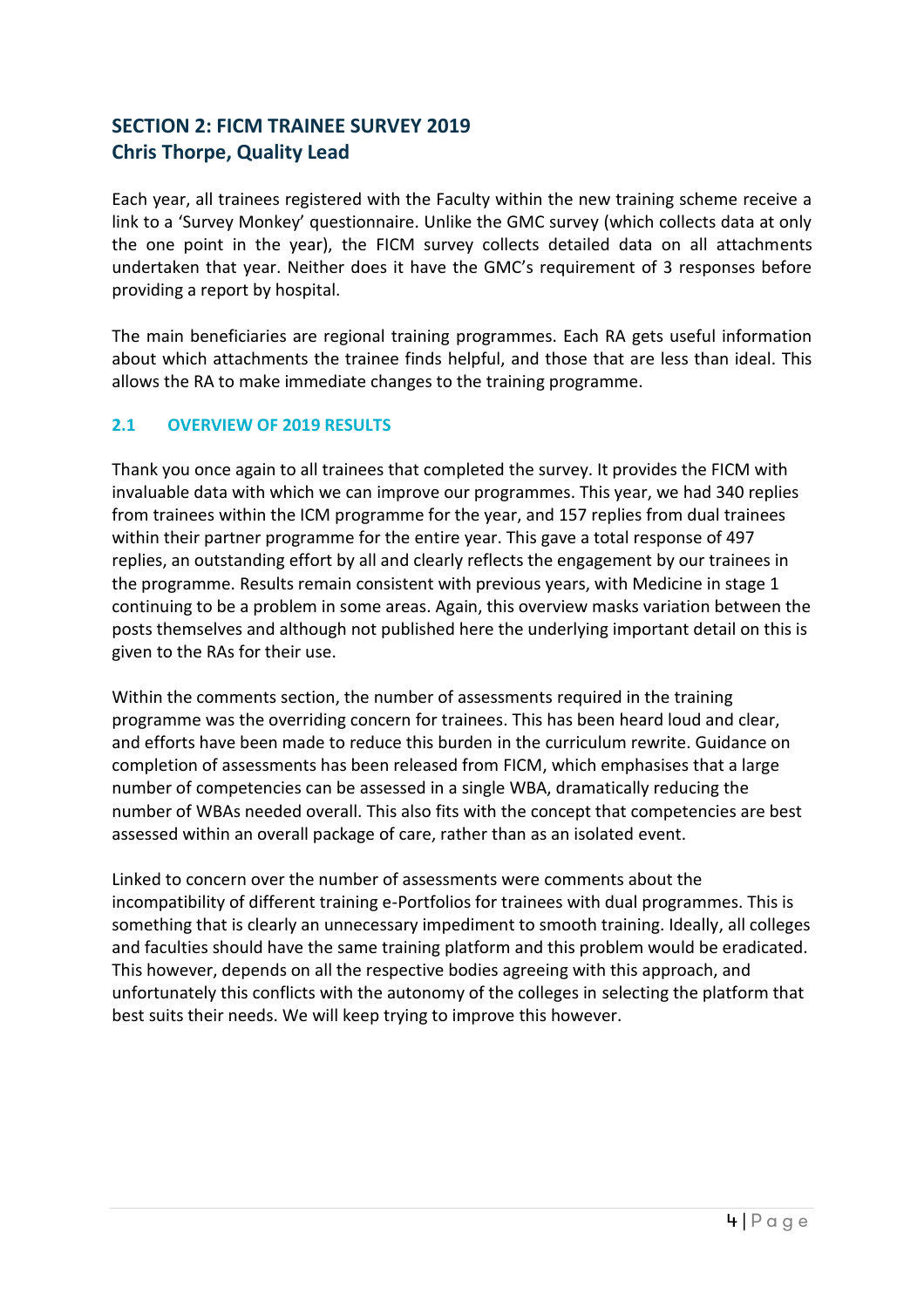## SECTION 2: FICM TRAINEE SURVEY 2019
## Chris Thorpe, Quality Lead

Each year, all trainees registered with the Faculty within the new training scheme receive a link to a 'Survey Monkey' questionnaire. Unlike the GMC survey (which collects data at only the one point in the year), the FICM survey collects detailed data on all attachments undertaken that year. Neither does it have the GMC's requirement of 3 responses before providing a report by hospital.

The main beneficiaries are regional training programmes. Each RA gets useful information about which attachments the trainee finds helpful, and those that are less than ideal. This allows the RA to make immediate changes to the training programme.

### 2.1 OVERVIEW OF 2019 RESULTS

Thank you once again to all trainees that completed the survey. It provides the FICM with invaluable data with which we can improve our programmes. This year, we had 340 replies from trainees within the ICM programme for the year, and 157 replies from dual trainees within their partner programme for the entire year. This gave a total response of 497 replies, an outstanding effort by all and clearly reflects the engagement by our trainees in the programme. Results remain consistent with previous years, with Medicine in stage 1 continuing to be a problem in some areas. Again, this overview masks variation between the posts themselves and although not published here the underlying important detail on this is given to the RAs for their use.

Within the comments section, the number of assessments required in the training programme was the overriding concern for trainees. This has been heard loud and clear, and efforts have been made to reduce this burden in the curriculum rewrite. Guidance on completion of assessments has been released from FICM, which emphasises that a large number of competencies can be assessed in a single WBA, dramatically reducing the number of WBAs needed overall. This also fits with the concept that competencies are best assessed within an overall package of care, rather than as an isolated event.

Linked to concern over the number of assessments were comments about the incompatibility of different training e-Portfolios for trainees with dual programmes. This is something that is clearly an unnecessary impediment to smooth training. Ideally, all colleges and faculties should have the same training platform and this problem would be eradicated. This however, depends on all the respective bodies agreeing with this approach, and unfortunately this conflicts with the autonomy of the colleges in selecting the platform that best suits their needs. We will keep trying to improve this however.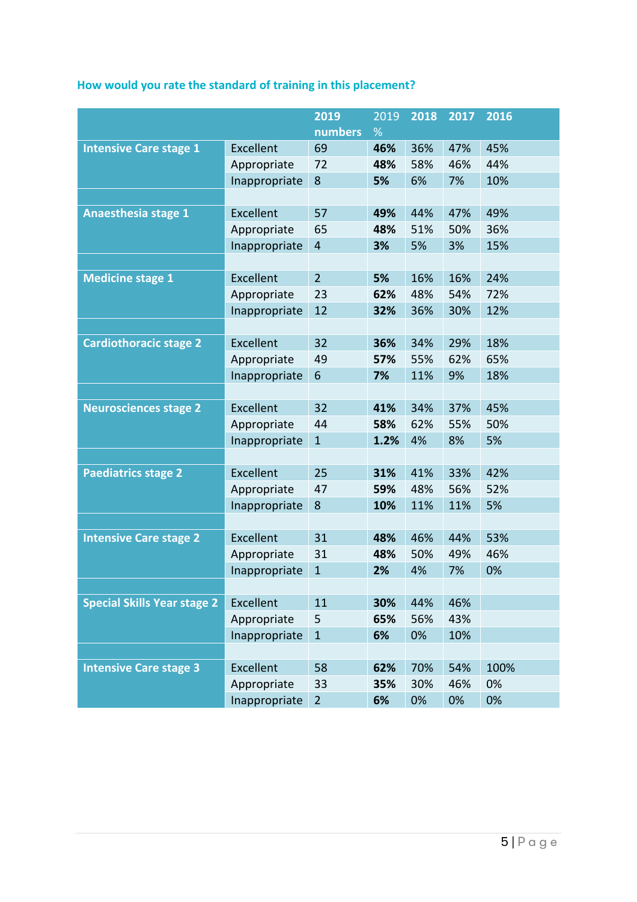### How would you rate the standard of training in this placement?

| | | 2019 numbers | 2019 % | 2018 | 2017 | 2016 |
|---|---|---|---|---|---|---|
| **Intensive Care stage 1** | Excellent | 69 | **46%** | 36% | 47% | 45% |
| | Appropriate | 72 | **48%** | 58% | 46% | 44% |
| | Inappropriate | 8 | **5%** | 6% | 7% | 10% |
| | | | | | | |
| **Anaesthesia stage 1** | Excellent | 57 | **49%** | 44% | 47% | 49% |
| | Appropriate | 65 | **48%** | 51% | 50% | 36% |
| | Inappropriate | 4 | **3%** | 5% | 3% | 15% |
| | | | | | | |
| **Medicine stage 1** | Excellent | 2 | **5%** | 16% | 16% | 24% |
| | Appropriate | 23 | **62%** | 48% | 54% | 72% |
| | Inappropriate | 12 | **32%** | 36% | 30% | 12% |
| | | | | | | |
| **Cardiothoracic stage 2** | Excellent | 32 | **36%** | 34% | 29% | 18% |
| | Appropriate | 49 | **57%** | 55% | 62% | 65% |
| | Inappropriate | 6 | **7%** | 11% | 9% | 18% |
| | | | | | | |
| **Neurosciences stage 2** | Excellent | 32 | **41%** | 34% | 37% | 45% |
| | Appropriate | 44 | **58%** | 62% | 55% | 50% |
| | Inappropriate | 1 | **1.2%** | 4% | 8% | 5% |
| | | | | | | |
| **Paediatrics stage 2** | Excellent | 25 | **31%** | 41% | 33% | 42% |
| | Appropriate | 47 | **59%** | 48% | 56% | 52% |
| | Inappropriate | 8 | **10%** | 11% | 11% | 5% |
| | | | | | | |
| **Intensive Care stage 2** | Excellent | 31 | **48%** | 46% | 44% | 53% |
| | Appropriate | 31 | **48%** | 50% | 49% | 46% |
| | Inappropriate | 1 | **2%** | 4% | 7% | 0% |
| | | | | | | |
| **Special Skills Year stage 2** | Excellent | 11 | **30%** | 44% | 46% | |
| | Appropriate | 5 | **65%** | 56% | 43% | |
| | Inappropriate | 1 | **6%** | 0% | 10% | |
| | | | | | | |
| **Intensive Care stage 3** | Excellent | 58 | **62%** | 70% | 54% | 100% |
| | Appropriate | 33 | **35%** | 30% | 46% | 0% |
| | Inappropriate | 2 | **6%** | 0% | 0% | 0% |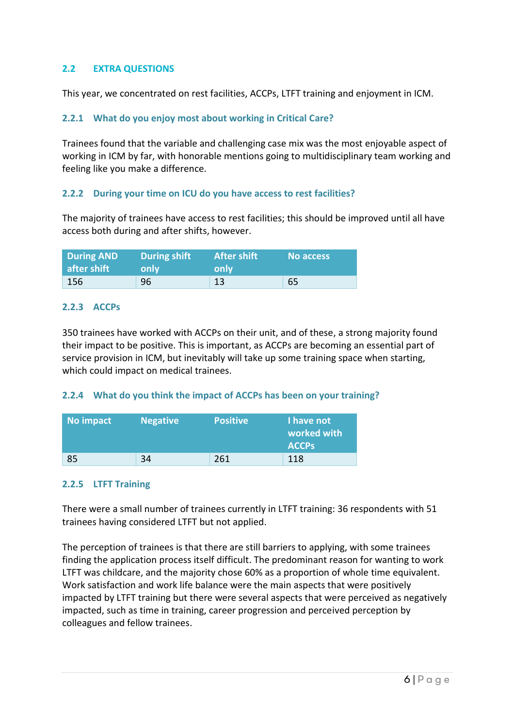## 2.2 EXTRA QUESTIONS

This year, we concentrated on rest facilities, ACCPs, LTFT training and enjoyment in ICM.

### 2.2.1 What do you enjoy most about working in Critical Care?

Trainees found that the variable and challenging case mix was the most enjoyable aspect of working in ICM by far, with honorable mentions going to multidisciplinary team working and feeling like you make a difference.

### 2.2.2 During your time on ICU do you have access to rest facilities?

The majority of trainees have access to rest facilities; this should be improved until all have access both during and after shifts, however.

| During AND after shift | During shift only | After shift only | No access |
|---|---|---|---|
| 156 | 96 | 13 | 65 |

### 2.2.3 ACCPs

350 trainees have worked with ACCPs on their unit, and of these, a strong majority found their impact to be positive. This is important, as ACCPs are becoming an essential part of service provision in ICM, but inevitably will take up some training space when starting, which could impact on medical trainees.

### 2.2.4 What do you think the impact of ACCPs has been on your training?

| No impact | Negative | Positive | I have not worked with ACCPs |
|---|---|---|---|
| 85 | 34 | 261 | 118 |

### 2.2.5 LTFT Training

There were a small number of trainees currently in LTFT training: 36 respondents with 51 trainees having considered LTFT but not applied.

The perception of trainees is that there are still barriers to applying, with some trainees finding the application process itself difficult. The predominant reason for wanting to work LTFT was childcare, and the majority chose 60% as a proportion of whole time equivalent. Work satisfaction and work life balance were the main aspects that were positively impacted by LTFT training but there were several aspects that were perceived as negatively impacted, such as time in training, career progression and perceived perception by colleagues and fellow trainees.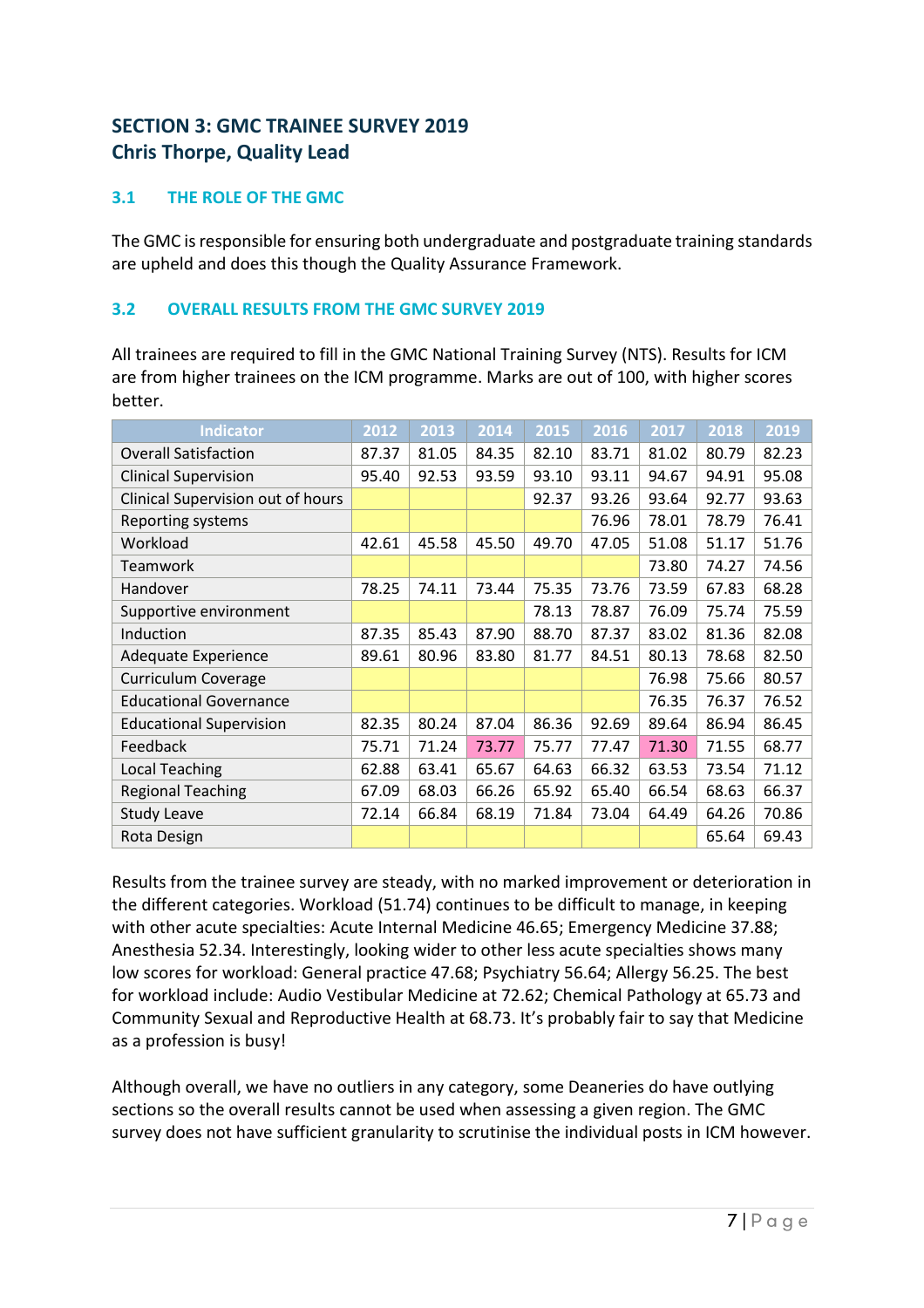## SECTION 3: GMC TRAINEE SURVEY 2019
## Chris Thorpe, Quality Lead

### 3.1 THE ROLE OF THE GMC

The GMC is responsible for ensuring both undergraduate and postgraduate training standards are upheld and does this though the Quality Assurance Framework.

### 3.2 OVERALL RESULTS FROM THE GMC SURVEY 2019

All trainees are required to fill in the GMC National Training Survey (NTS). Results for ICM are from higher trainees on the ICM programme. Marks are out of 100, with higher scores better.

| Indicator | 2012 | 2013 | 2014 | 2015 | 2016 | 2017 | 2018 | 2019 |
|---|---|---|---|---|---|---|---|---|
| Overall Satisfaction | 87.37 | 81.05 | 84.35 | 82.10 | 83.71 | 81.02 | 80.79 | 82.23 |
| Clinical Supervision | 95.40 | 92.53 | 93.59 | 93.10 | 93.11 | 94.67 | 94.91 | 95.08 |
| Clinical Supervision out of hours | | | | 92.37 | 93.26 | 93.64 | 92.77 | 93.63 |
| Reporting systems | | | | | 76.96 | 78.01 | 78.79 | 76.41 |
| Workload | 42.61 | 45.58 | 45.50 | 49.70 | 47.05 | 51.08 | 51.17 | 51.76 |
| Teamwork | | | | | | 73.80 | 74.27 | 74.56 |
| Handover | 78.25 | 74.11 | 73.44 | 75.35 | 73.76 | 73.59 | 67.83 | 68.28 |
| Supportive environment | | | | 78.13 | 78.87 | 76.09 | 75.74 | 75.59 |
| Induction | 87.35 | 85.43 | 87.90 | 88.70 | 87.37 | 83.02 | 81.36 | 82.08 |
| Adequate Experience | 89.61 | 80.96 | 83.80 | 81.77 | 84.51 | 80.13 | 78.68 | 82.50 |
| Curriculum Coverage | | | | | | 76.98 | 75.66 | 80.57 |
| Educational Governance | | | | | | 76.35 | 76.37 | 76.52 |
| Educational Supervision | 82.35 | 80.24 | 87.04 | 86.36 | 92.69 | 89.64 | 86.94 | 86.45 |
| Feedback | 75.71 | 71.24 | 73.77 | 75.77 | 77.47 | 71.30 | 71.55 | 68.77 |
| Local Teaching | 62.88 | 63.41 | 65.67 | 64.63 | 66.32 | 63.53 | 73.54 | 71.12 |
| Regional Teaching | 67.09 | 68.03 | 66.26 | 65.92 | 65.40 | 66.54 | 68.63 | 66.37 |
| Study Leave | 72.14 | 66.84 | 68.19 | 71.84 | 73.04 | 64.49 | 64.26 | 70.86 |
| Rota Design | | | | | | | 65.64 | 69.43 |

Results from the trainee survey are steady, with no marked improvement or deterioration in the different categories. Workload (51.74) continues to be difficult to manage, in keeping with other acute specialties: Acute Internal Medicine 46.65; Emergency Medicine 37.88; Anesthesia 52.34. Interestingly, looking wider to other less acute specialties shows many low scores for workload: General practice 47.68; Psychiatry 56.64; Allergy 56.25. The best for workload include: Audio Vestibular Medicine at 72.62; Chemical Pathology at 65.73 and Community Sexual and Reproductive Health at 68.73. It's probably fair to say that Medicine as a profession is busy!

Although overall, we have no outliers in any category, some Deaneries do have outlying sections so the overall results cannot be used when assessing a given region. The GMC survey does not have sufficient granularity to scrutinise the individual posts in ICM however.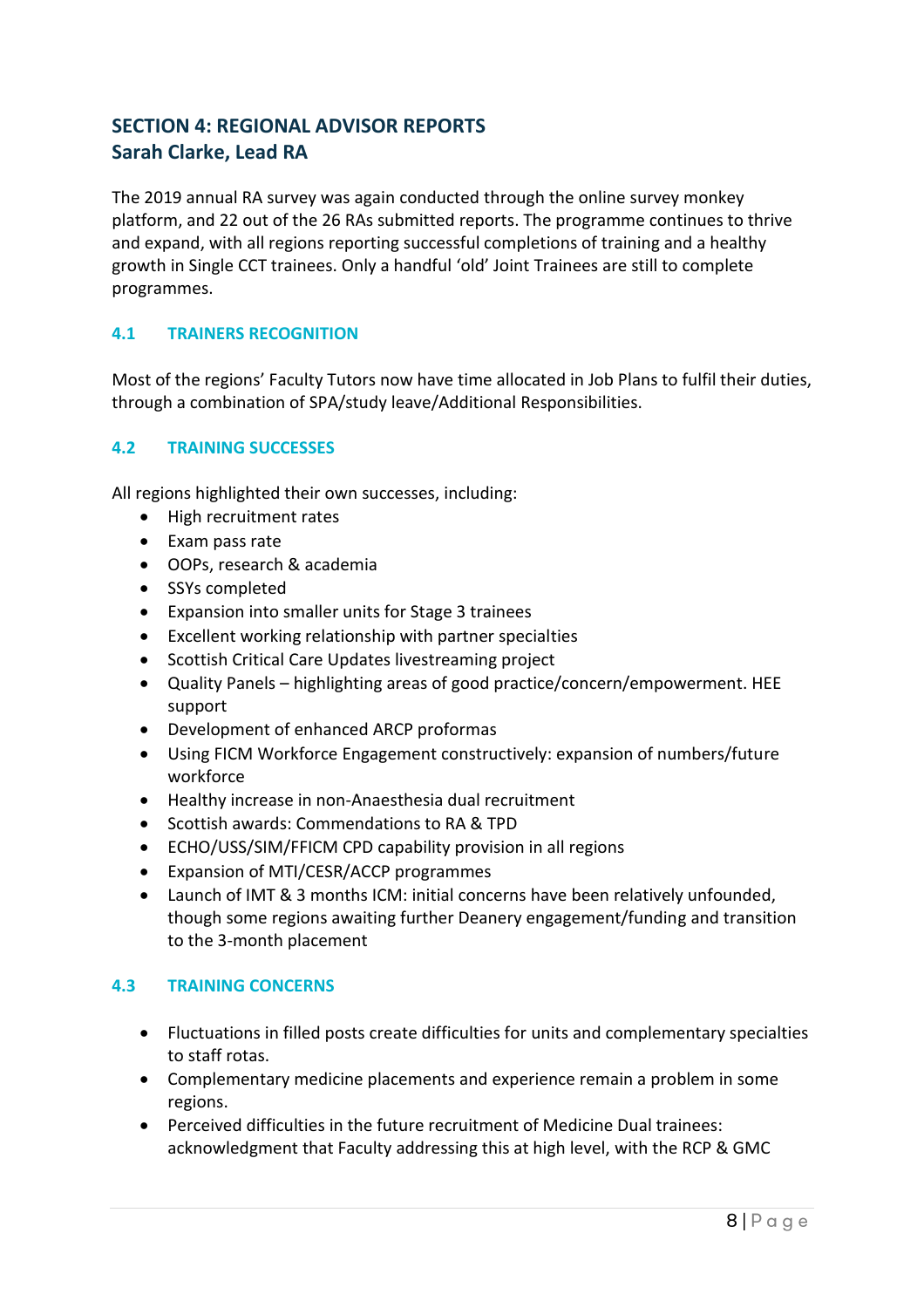## SECTION 4: REGIONAL ADVISOR REPORTS
## Sarah Clarke, Lead RA

The 2019 annual RA survey was again conducted through the online survey monkey platform, and 22 out of the 26 RAs submitted reports. The programme continues to thrive and expand, with all regions reporting successful completions of training and a healthy growth in Single CCT trainees. Only a handful 'old' Joint Trainees are still to complete programmes.

### 4.1 TRAINERS RECOGNITION

Most of the regions' Faculty Tutors now have time allocated in Job Plans to fulfil their duties, through a combination of SPA/study leave/Additional Responsibilities.

### 4.2 TRAINING SUCCESSES

All regions highlighted their own successes, including:

- High recruitment rates
- Exam pass rate
- OOPs, research & academia
- SSYs completed
- Expansion into smaller units for Stage 3 trainees
- Excellent working relationship with partner specialties
- Scottish Critical Care Updates livestreaming project
- Quality Panels – highlighting areas of good practice/concern/empowerment. HEE support
- Development of enhanced ARCP proformas
- Using FICM Workforce Engagement constructively: expansion of numbers/future workforce
- Healthy increase in non-Anaesthesia dual recruitment
- Scottish awards: Commendations to RA & TPD
- ECHO/USS/SIM/FFICM CPD capability provision in all regions
- Expansion of MTI/CESR/ACCP programmes
- Launch of IMT & 3 months ICM: initial concerns have been relatively unfounded, though some regions awaiting further Deanery engagement/funding and transition to the 3-month placement

### 4.3 TRAINING CONCERNS

- Fluctuations in filled posts create difficulties for units and complementary specialties to staff rotas.
- Complementary medicine placements and experience remain a problem in some regions.
- Perceived difficulties in the future recruitment of Medicine Dual trainees: acknowledgment that Faculty addressing this at high level, with the RCP & GMC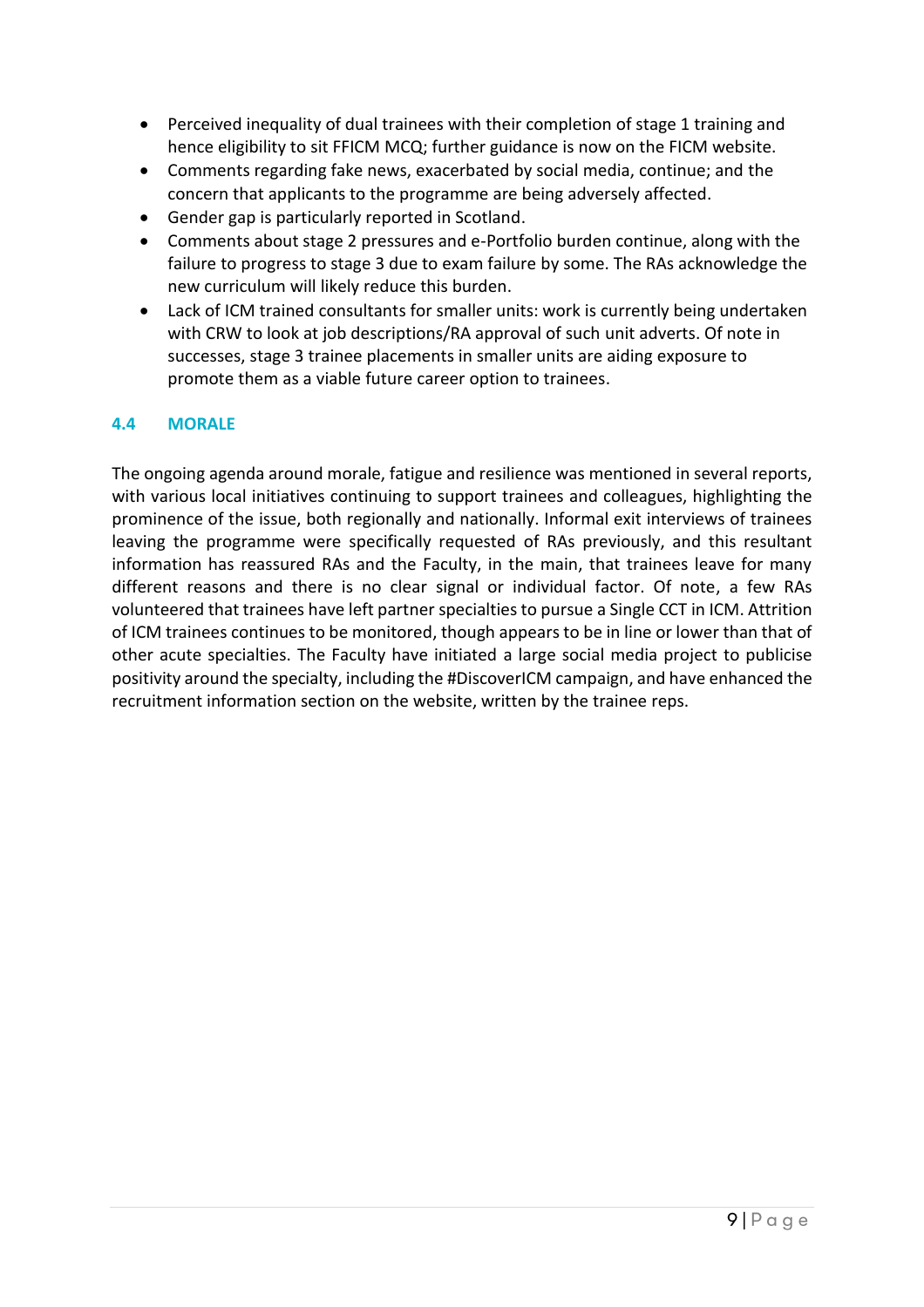- Perceived inequality of dual trainees with their completion of stage 1 training and hence eligibility to sit FFICM MCQ; further guidance is now on the FICM website.
- Comments regarding fake news, exacerbated by social media, continue; and the concern that applicants to the programme are being adversely affected.
- Gender gap is particularly reported in Scotland.
- Comments about stage 2 pressures and e-Portfolio burden continue, along with the failure to progress to stage 3 due to exam failure by some. The RAs acknowledge the new curriculum will likely reduce this burden.
- Lack of ICM trained consultants for smaller units: work is currently being undertaken with CRW to look at job descriptions/RA approval of such unit adverts. Of note in successes, stage 3 trainee placements in smaller units are aiding exposure to promote them as a viable future career option to trainees.

### 4.4 MORALE

The ongoing agenda around morale, fatigue and resilience was mentioned in several reports, with various local initiatives continuing to support trainees and colleagues, highlighting the prominence of the issue, both regionally and nationally. Informal exit interviews of trainees leaving the programme were specifically requested of RAs previously, and this resultant information has reassured RAs and the Faculty, in the main, that trainees leave for many different reasons and there is no clear signal or individual factor. Of note, a few RAs volunteered that trainees have left partner specialties to pursue a Single CCT in ICM. Attrition of ICM trainees continues to be monitored, though appears to be in line or lower than that of other acute specialties. The Faculty have initiated a large social media project to publicise positivity around the specialty, including the #DiscoverICM campaign, and have enhanced the recruitment information section on the website, written by the trainee reps.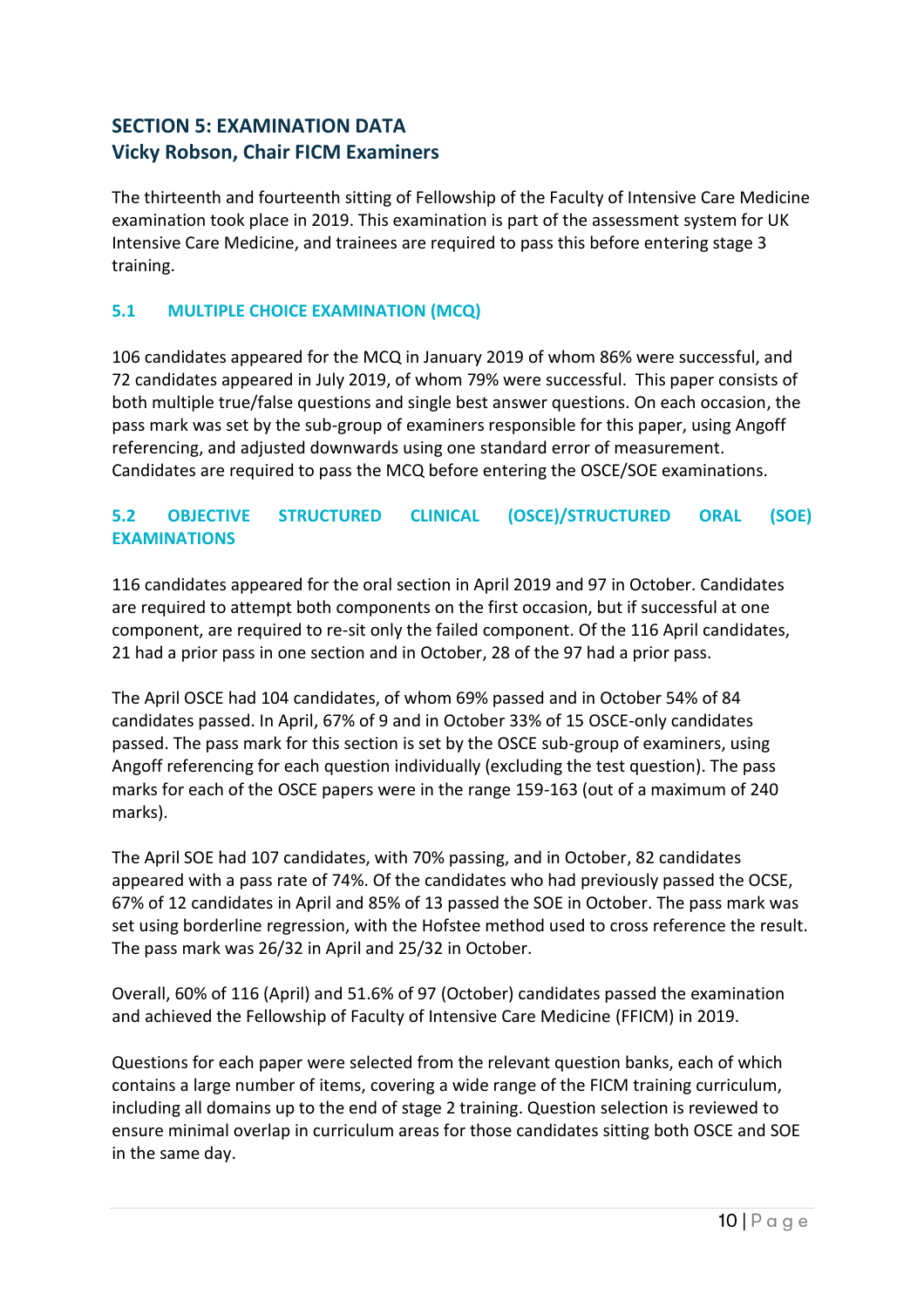## SECTION 5: EXAMINATION DATA
## Vicky Robson, Chair FICM Examiners

The thirteenth and fourteenth sitting of Fellowship of the Faculty of Intensive Care Medicine examination took place in 2019. This examination is part of the assessment system for UK Intensive Care Medicine, and trainees are required to pass this before entering stage 3 training.

### 5.1 MULTIPLE CHOICE EXAMINATION (MCQ)

106 candidates appeared for the MCQ in January 2019 of whom 86% were successful, and 72 candidates appeared in July 2019, of whom 79% were successful. This paper consists of both multiple true/false questions and single best answer questions. On each occasion, the pass mark was set by the sub-group of examiners responsible for this paper, using Angoff referencing, and adjusted downwards using one standard error of measurement. Candidates are required to pass the MCQ before entering the OSCE/SOE examinations.

### 5.2 OBJECTIVE STRUCTURED CLINICAL (OSCE)/STRUCTURED ORAL (SOE) EXAMINATIONS

116 candidates appeared for the oral section in April 2019 and 97 in October. Candidates are required to attempt both components on the first occasion, but if successful at one component, are required to re-sit only the failed component. Of the 116 April candidates, 21 had a prior pass in one section and in October, 28 of the 97 had a prior pass.

The April OSCE had 104 candidates, of whom 69% passed and in October 54% of 84 candidates passed. In April, 67% of 9 and in October 33% of 15 OSCE-only candidates passed. The pass mark for this section is set by the OSCE sub-group of examiners, using Angoff referencing for each question individually (excluding the test question). The pass marks for each of the OSCE papers were in the range 159-163 (out of a maximum of 240 marks).

The April SOE had 107 candidates, with 70% passing, and in October, 82 candidates appeared with a pass rate of 74%. Of the candidates who had previously passed the OCSE, 67% of 12 candidates in April and 85% of 13 passed the SOE in October. The pass mark was set using borderline regression, with the Hofstee method used to cross reference the result. The pass mark was 26/32 in April and 25/32 in October.

Overall, 60% of 116 (April) and 51.6% of 97 (October) candidates passed the examination and achieved the Fellowship of Faculty of Intensive Care Medicine (FFICM) in 2019.

Questions for each paper were selected from the relevant question banks, each of which contains a large number of items, covering a wide range of the FICM training curriculum, including all domains up to the end of stage 2 training. Question selection is reviewed to ensure minimal overlap in curriculum areas for those candidates sitting both OSCE and SOE in the same day.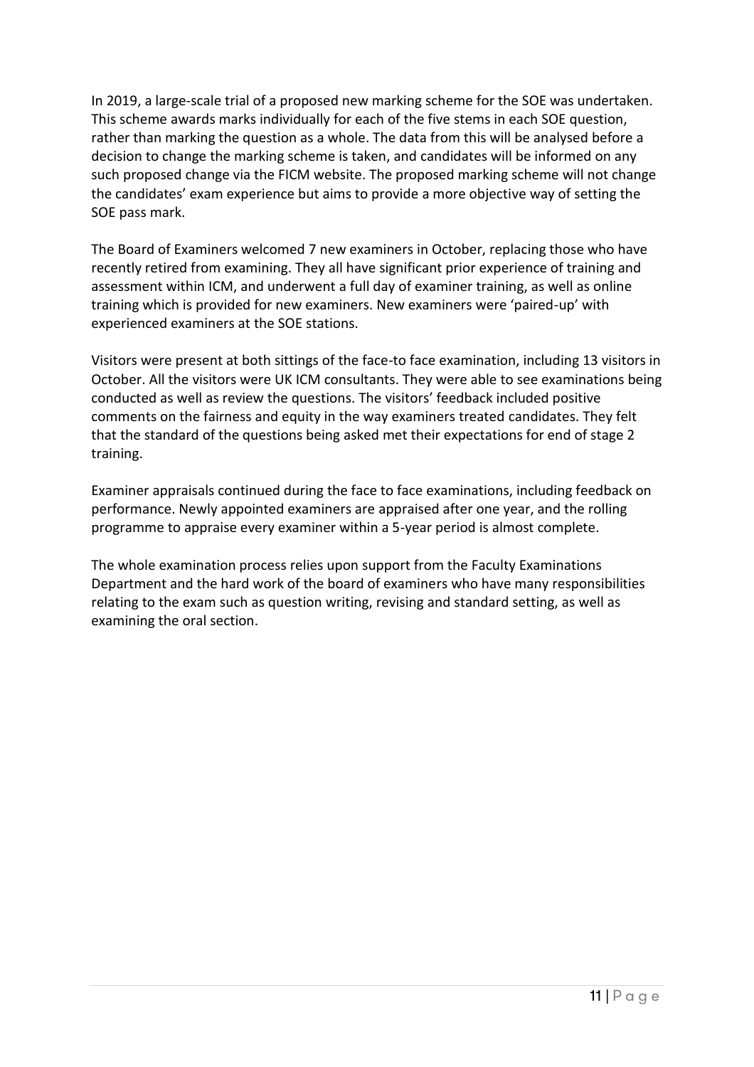In 2019, a large-scale trial of a proposed new marking scheme for the SOE was undertaken. This scheme awards marks individually for each of the five stems in each SOE question, rather than marking the question as a whole. The data from this will be analysed before a decision to change the marking scheme is taken, and candidates will be informed on any such proposed change via the FICM website. The proposed marking scheme will not change the candidates' exam experience but aims to provide a more objective way of setting the SOE pass mark.

The Board of Examiners welcomed 7 new examiners in October, replacing those who have recently retired from examining. They all have significant prior experience of training and assessment within ICM, and underwent a full day of examiner training, as well as online training which is provided for new examiners. New examiners were 'paired-up' with experienced examiners at the SOE stations.

Visitors were present at both sittings of the face-to face examination, including 13 visitors in October. All the visitors were UK ICM consultants. They were able to see examinations being conducted as well as review the questions. The visitors' feedback included positive comments on the fairness and equity in the way examiners treated candidates. They felt that the standard of the questions being asked met their expectations for end of stage 2 training.

Examiner appraisals continued during the face to face examinations, including feedback on performance. Newly appointed examiners are appraised after one year, and the rolling programme to appraise every examiner within a 5-year period is almost complete.

The whole examination process relies upon support from the Faculty Examinations Department and the hard work of the board of examiners who have many responsibilities relating to the exam such as question writing, revising and standard setting, as well as examining the oral section.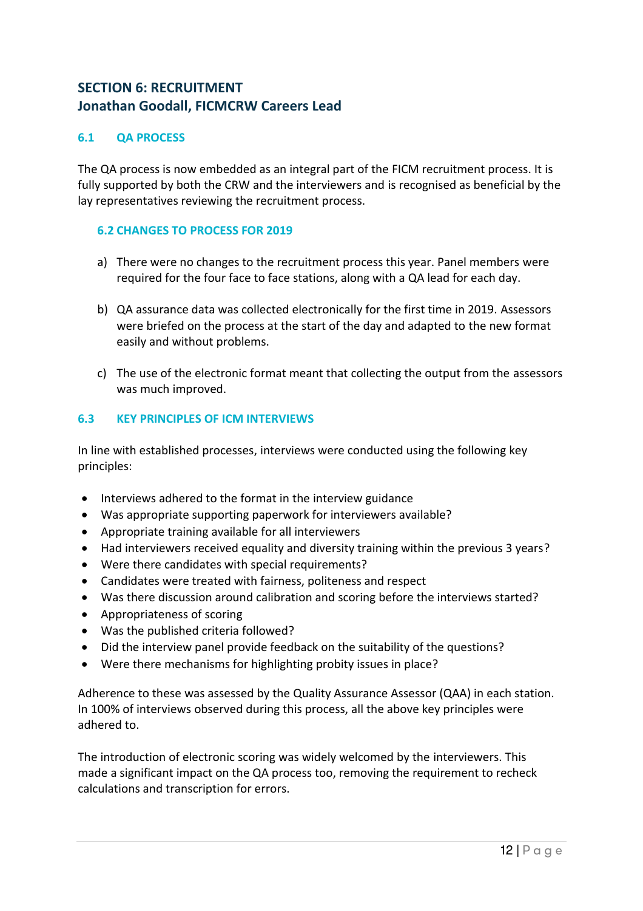## SECTION 6: RECRUITMENT
## Jonathan Goodall, FICMCRW Careers Lead

### 6.1 QA PROCESS

The QA process is now embedded as an integral part of the FICM recruitment process. It is fully supported by both the CRW and the interviewers and is recognised as beneficial by the lay representatives reviewing the recruitment process.

### 6.2 CHANGES TO PROCESS FOR 2019

a) There were no changes to the recruitment process this year. Panel members were required for the four face to face stations, along with a QA lead for each day.

b) QA assurance data was collected electronically for the first time in 2019. Assessors were briefed on the process at the start of the day and adapted to the new format easily and without problems.

c) The use of the electronic format meant that collecting the output from the assessors was much improved.

### 6.3 KEY PRINCIPLES OF ICM INTERVIEWS

In line with established processes, interviews were conducted using the following key principles:

- Interviews adhered to the format in the interview guidance
- Was appropriate supporting paperwork for interviewers available?
- Appropriate training available for all interviewers
- Had interviewers received equality and diversity training within the previous 3 years?
- Were there candidates with special requirements?
- Candidates were treated with fairness, politeness and respect
- Was there discussion around calibration and scoring before the interviews started?
- Appropriateness of scoring
- Was the published criteria followed?
- Did the interview panel provide feedback on the suitability of the questions?
- Were there mechanisms for highlighting probity issues in place?

Adherence to these was assessed by the Quality Assurance Assessor (QAA) in each station. In 100% of interviews observed during this process, all the above key principles were adhered to.

The introduction of electronic scoring was widely welcomed by the interviewers. This made a significant impact on the QA process too, removing the requirement to recheck calculations and transcription for errors.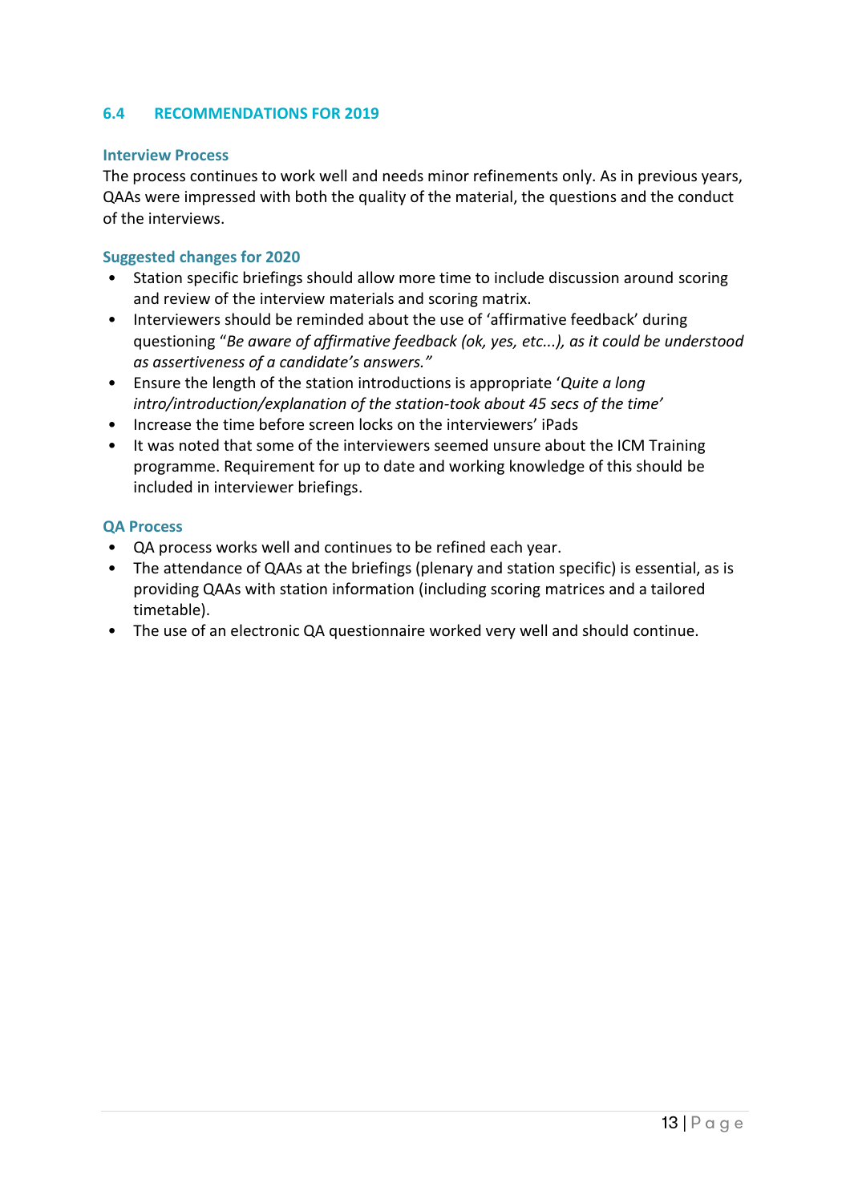## 6.4 RECOMMENDATIONS FOR 2019

### Interview Process

The process continues to work well and needs minor refinements only. As in previous years, QAAs were impressed with both the quality of the material, the questions and the conduct of the interviews.

### Suggested changes for 2020

- Station specific briefings should allow more time to include discussion around scoring and review of the interview materials and scoring matrix.
- Interviewers should be reminded about the use of 'affirmative feedback' during questioning "*Be aware of affirmative feedback (ok, yes, etc...), as it could be understood as assertiveness of a candidate's answers.*"
- Ensure the length of the station introductions is appropriate '*Quite a long intro/introduction/explanation of the station-took about 45 secs of the time'*
- Increase the time before screen locks on the interviewers' iPads
- It was noted that some of the interviewers seemed unsure about the ICM Training programme. Requirement for up to date and working knowledge of this should be included in interviewer briefings.

### QA Process

- QA process works well and continues to be refined each year.
- The attendance of QAAs at the briefings (plenary and station specific) is essential, as is providing QAAs with station information (including scoring matrices and a tailored timetable).
- The use of an electronic QA questionnaire worked very well and should continue.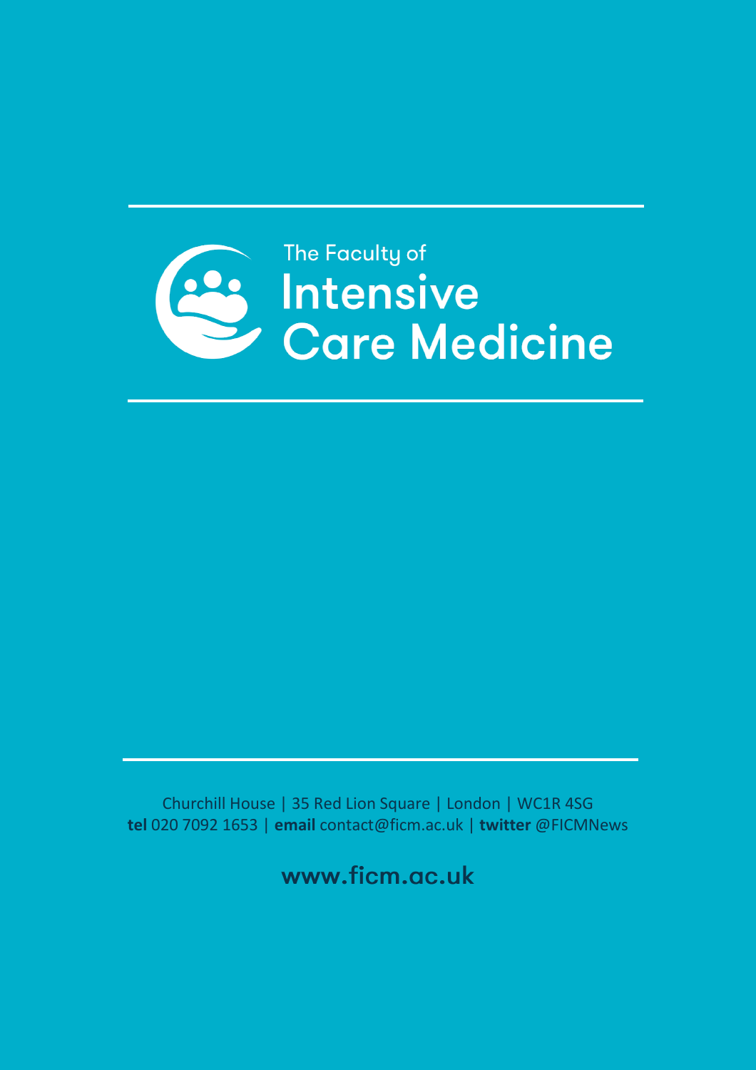The Faculty of

# Intensive Care Medicine

Churchill House | 35 Red Lion Square | London | WC1R 4SG
**tel** 020 7092 1653 | **email** contact@ficm.ac.uk | **twitter** @FICMNews

www.ficm.ac.uk